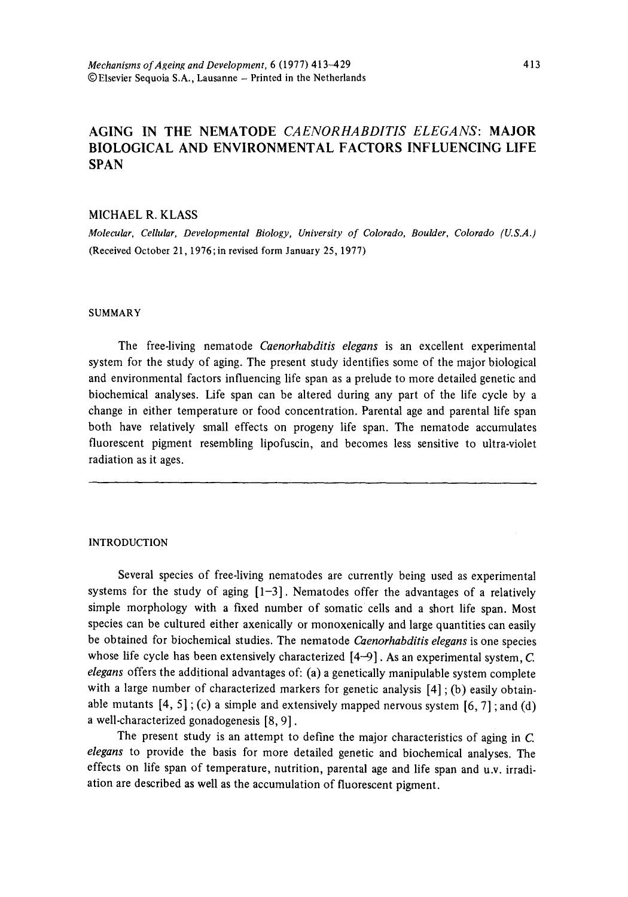# AGING IN THE NEMATODE *CAENORHABDITIS ELEGANS*: MAJOR BIOLOGICAL AND ENVIRONMENTAL FACTORS INFLUENCING LIFE SPAN

MICHAEL R. KLASS

*Molecular, Cellular, Developmental Biology, University of Colorado, Boulder, Colorado (U.S.A.)*

(Received October 21, 1976; in revised form January 25, 1977)

## SUMMARY

The free-living nematode *Caenorhabditis elegans* is an excellent experimental system for the study of aging. The present study identifies some of the major biological and environmental factors influencing life span as a prelude to more detailed genetic and biochemical analyses. Life span can be altered during any part of the life cycle by a change in either temperature or food concentration. Parental age and parental life span both have relatively small effects on progeny life span. The nematode accumulates fluorescent pigment resembling lipofuscin, and becomes less sensitive to ultra-violet radiation as it ages.

---

## INTRODUCTION

Several species of free-living nematodes are currently being used as experimental systems for the study of aging [1–3]. Nematodes offer the advantages of a relatively simple morphology with a fixed number of somatic cells and a short life span. Most species can be cultured either axenically or monoxenically and large quantities can easily be obtained for biochemical studies. The nematode *Caenorhabditis elegans* is one species whose life cycle has been extensively characterized [4–9]. As an experimental system, *C. elegans* offers the additional advantages of: (a) a genetically manipulable system complete with a large number of characterized markers for genetic analysis [4]; (b) easily obtainable mutants [4, 5]; (c) a simple and extensively mapped nervous system [6, 7]; and (d) a well-characterized gonadogenesis [8, 9].

The present study is an attempt to define the major characteristics of aging in *C. elegans* to provide the basis for more detailed genetic and biochemical analyses. The effects on life span of temperature, nutrition, parental age and life span and u.v. irradiation are described as well as the accumulation of fluorescent pigment.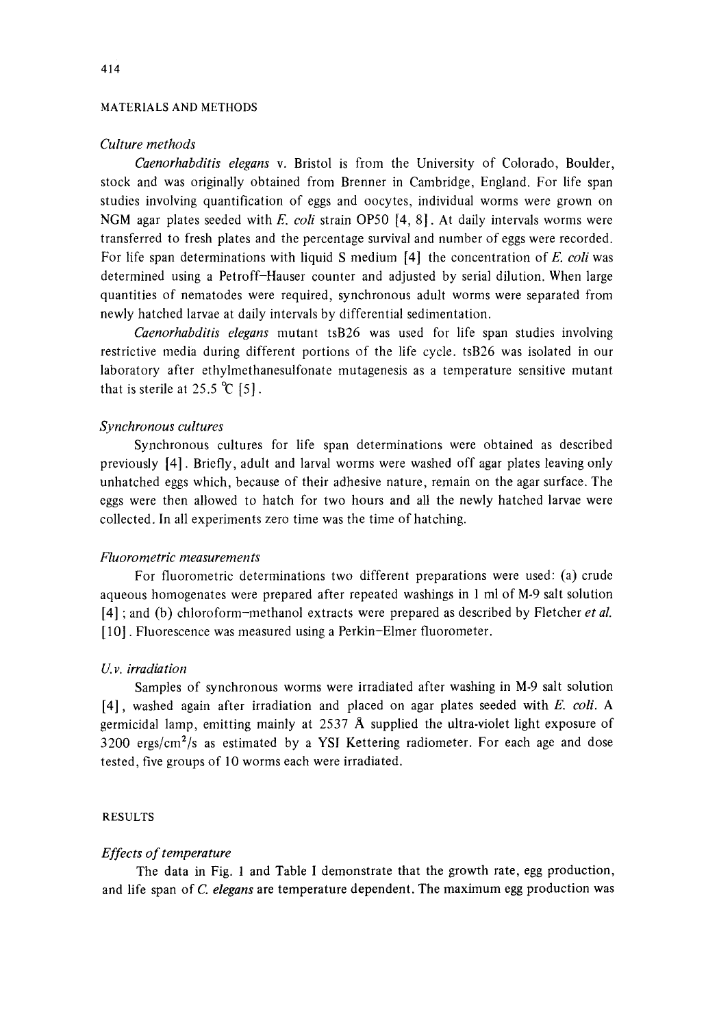## MATERIALS AND METHODS

### *Culture methods*

*Caenorhabditis elegans* v. Bristol is from the University of Colorado, Boulder, stock and was originally obtained from Brenner in Cambridge, England. For life span studies involving quantification of eggs and oocytes, individual worms were grown on NGM agar plates seeded with *E. coli* strain OP50 [4, 8]. At daily intervals worms were transferred to fresh plates and the percentage survival and number of eggs were recorded. For life span determinations with liquid S medium [4] the concentration of *E. coli* was determined using a Petroff–Hauser counter and adjusted by serial dilution. When large quantities of nematodes were required, synchronous adult worms were separated from newly hatched larvae at daily intervals by differential sedimentation.

*Caenorhabditis elegans* mutant tsB26 was used for life span studies involving restrictive media during different portions of the life cycle. tsB26 was isolated in our laboratory after ethylmethanesulfonate mutagenesis as a temperature sensitive mutant that is sterile at 25.5 °C [5].

### *Synchronous cultures*

Synchronous cultures for life span determinations were obtained as described previously [4]. Briefly, adult and larval worms were washed off agar plates leaving only unhatched eggs which, because of their adhesive nature, remain on the agar surface. The eggs were then allowed to hatch for two hours and all the newly hatched larvae were collected. In all experiments zero time was the time of hatching.

### *Fluorometric measurements*

For fluorometric determinations two different preparations were used: (a) crude aqueous homogenates were prepared after repeated washings in 1 ml of M-9 salt solution [4]; and (b) chloroform–methanol extracts were prepared as described by Fletcher *et al.* [10]. Fluorescence was measured using a Perkin–Elmer fluorometer.

### *U.v. irradiation*

Samples of synchronous worms were irradiated after washing in M-9 salt solution [4], washed again after irradiation and placed on agar plates seeded with *E. coli*. A germicidal lamp, emitting mainly at 2537 Å supplied the ultra-violet light exposure of 3200 ergs/cm$^2$/s as estimated by a YSI Kettering radiometer. For each age and dose tested, five groups of 10 worms each were irradiated.

## RESULTS

### *Effects of temperature*

The data in Fig. 1 and Table I demonstrate that the growth rate, egg production, and life span of *C. elegans* are temperature dependent. The maximum egg production was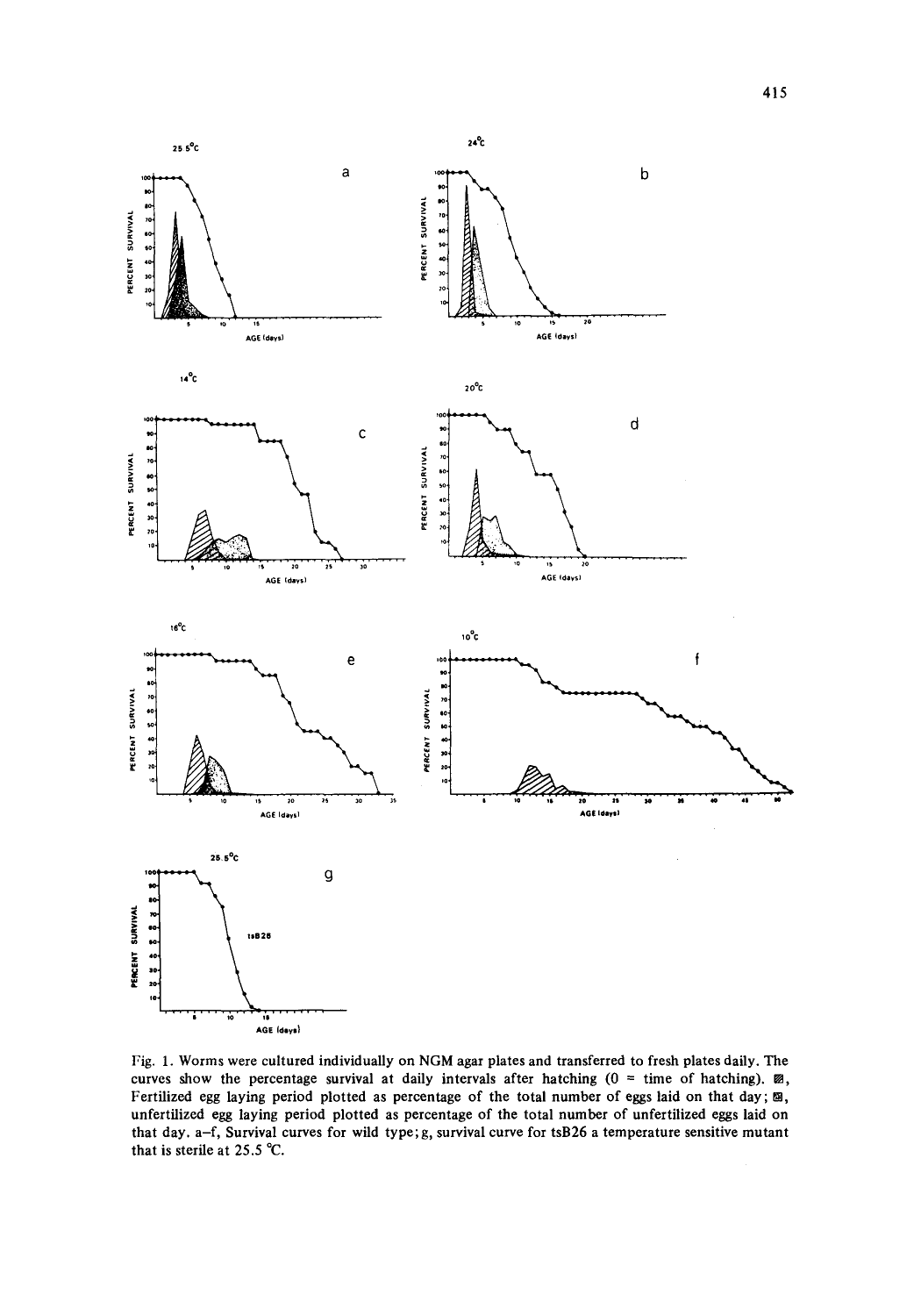Fig. 1. Worms were cultured individually on NGM agar plates and transferred to fresh plates daily. The curves show the percentage survival at daily intervals after hatching (0 = time of hatching). ▨, Fertilized egg laying period plotted as percentage of the total number of eggs laid on that day; ▩, unfertilized egg laying period plotted as percentage of the total number of unfertilized eggs laid on that day. a–f, Survival curves for wild type; g, survival curve for tsB26 a temperature sensitive mutant that is sterile at 25.5 °C.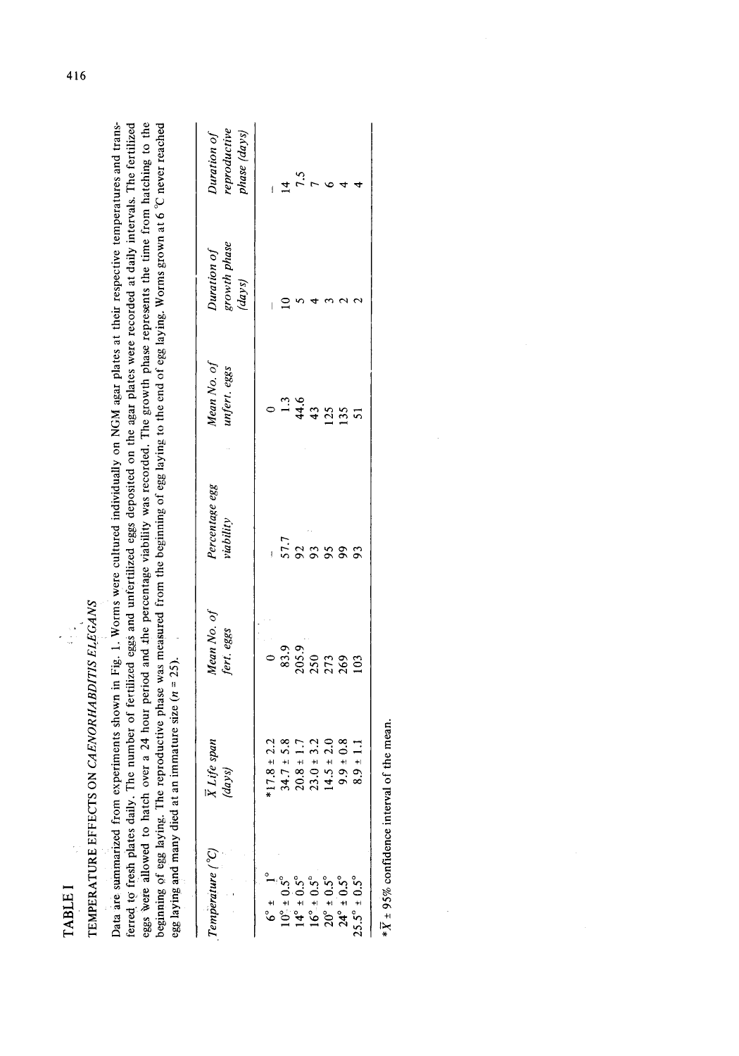## TABLE I

### TEMPERATURE EFFECTS ON *CAENORHABDITIS ELEGANS*

Data are summarized from experiments shown in Fig. 1. Worms were cultured individually on NGM agar plates at their respective temperatures and transferred to fresh plates daily. The number of fertilized eggs and unfertilized eggs deposited on the agar plates were recorded at daily intervals. The fertilized eggs were allowed to hatch over a 24 hour period and the percentage viability was recorded. The growth phase represents the time from hatching to the beginning of egg laying. The reproductive phase was measured from the beginning of egg laying to the end of egg laying. Worms grown at 6 °C never reached egg laying and many died at an immature size ($n = 25$).

| Temperature (°C) | $\bar{X}$ Life span (days) | Mean No. of fert. eggs | Percentage egg viability | Mean No. of unfert. eggs | Duration of growth phase (days) | Duration of reproductive phase (days) |
|---|---|---|---|---|---|---|
| 6° ± 1° | *17.8 ± 2.2 | 0 | – | 0 | – | – |
| 10° ± 0.5° | 34.7 ± 5.8 | 83.9 | 57.7 | 1.3 | 10 | 14 |
| 14° ± 0.5° | 20.8 ± 1.7 | 205.9 | 92 | 44.6 | 5 | 7.5 |
| 16° ± 0.5° | 23.0 ± 3.2 | 250 | 93 | 43 | 4 | 7 |
| 20° ± 0.5° | 14.5 ± 2.0 | 273 | 95 | 125 | 3 | 6 |
| 24° ± 0.5° | 9.9 ± 0.8 | 269 | 99 | 135 | 2 | 4 |
| 25.5° ± 0.5° | 8.9 ± 1.1 | 103 | 93 | 51 | 2 | 4 |

*$\bar{X}$ ± 95% confidence interval of the mean.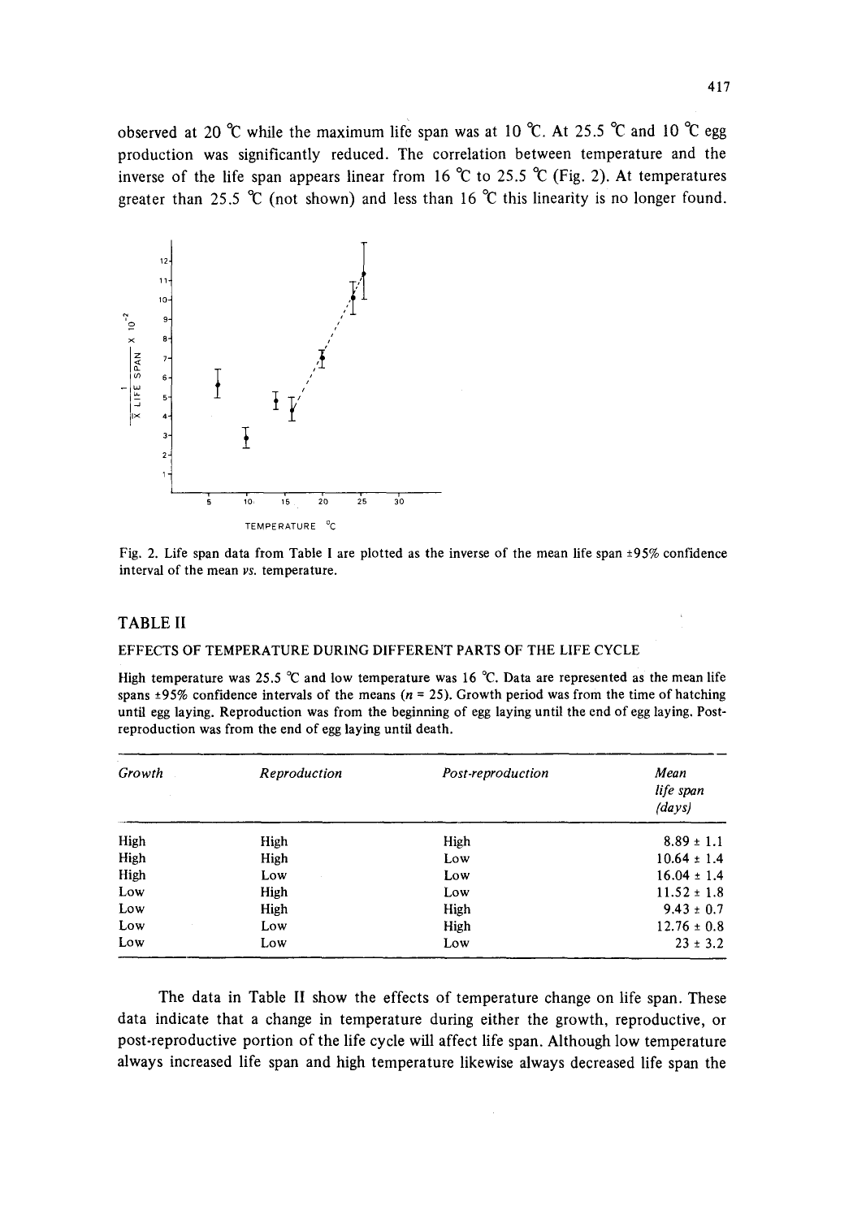observed at 20 °C while the maximum life span was at 10 °C. At 25.5 °C and 10 °C egg production was significantly reduced. The correlation between temperature and the inverse of the life span appears linear from 16 °C to 25.5 °C (Fig. 2). At temperatures greater than 25.5 °C (not shown) and less than 16 °C this linearity is no longer found.

Fig. 2. Life span data from Table I are plotted as the inverse of the mean life span ±95% confidence interval of the mean *vs.* temperature.

## TABLE II

EFFECTS OF TEMPERATURE DURING DIFFERENT PARTS OF THE LIFE CYCLE

High temperature was 25.5 °C and low temperature was 16 °C. Data are represented as the mean life spans ±95% confidence intervals of the means ($n = 25$). Growth period was from the time of hatching until egg laying. Reproduction was from the beginning of egg laying until the end of egg laying. Post-reproduction was from the end of egg laying until death.

| *Growth* | *Reproduction* | *Post-reproduction* | *Mean life span (days)* |
|---|---|---|---|
| High | High | High | 8.89 ± 1.1 |
| High | High | Low | 10.64 ± 1.4 |
| High | Low | Low | 16.04 ± 1.4 |
| Low | High | Low | 11.52 ± 1.8 |
| Low | High | High | 9.43 ± 0.7 |
| Low | Low | High | 12.76 ± 0.8 |
| Low | Low | Low | 23 ± 3.2 |

The data in Table II show the effects of temperature change on life span. These data indicate that a change in temperature during either the growth, reproductive, or post-reproductive portion of the life cycle will affect life span. Although low temperature always increased life span and high temperature likewise always decreased life span the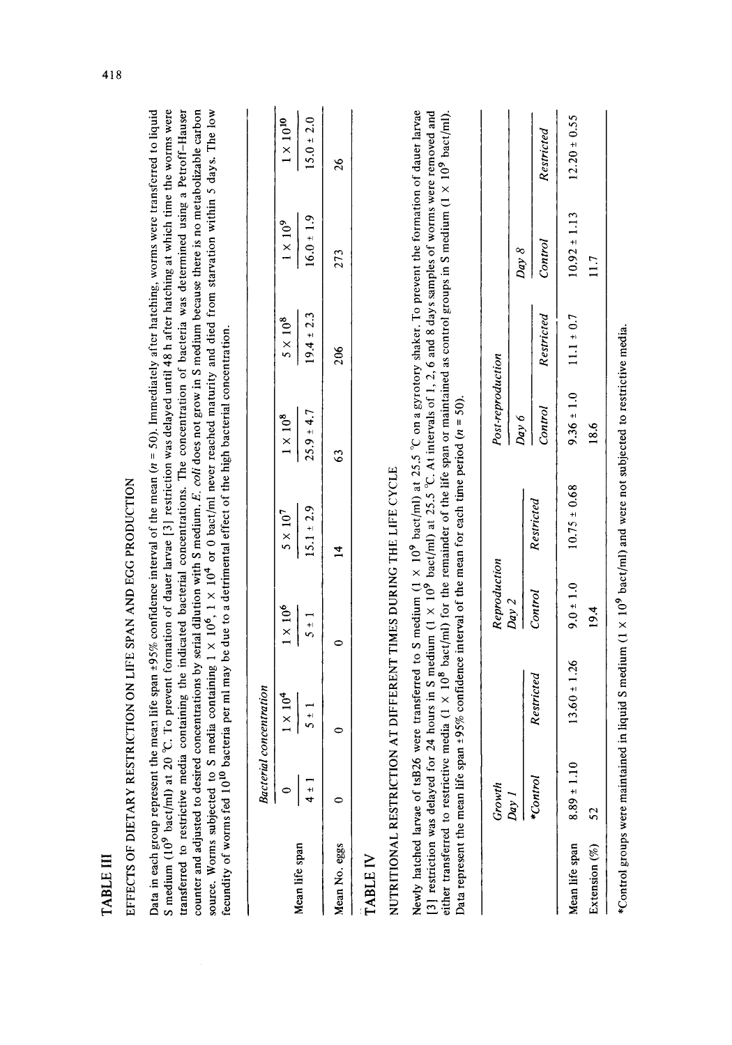## TABLE III

### EFFECTS OF DIETARY RESTRICTION ON LIFE SPAN AND EGG PRODUCTION

Data in each group represent the mean life span ±95% confidence interval of the mean ($n = 50$). Immediately after hatching, worms were transferred to liquid S medium ($10^9$ bact/ml) at 20 °C. To prevent formation of dauer larvae [3] restriction was delayed until 48 h after hatching at which time the worms were transferred to restrictive media containing the indicated bacterial concentrations. The concentration of bacteria was determined using a Petroff–Hauser counter and adjusted to desired concentrations by serial dilution with S medium. *E. coli* does not grow in S medium because there is no metabolizable carbon source. Worms subjected to S media containing $1 \times 10^6$, $1 \times 10^4$ or 0 bact/ml never reached maturity and died from starvation within 5 days. The low fecundity of worms fed $10^{10}$ bacteria per ml may be due to a detrimental effect of the high bacterial concentration.

| | Bacterial concentration | | | | | | | |
|---|---|---|---|---|---|---|---|---|
| | 0 | $1 \times 10^4$ | $1 \times 10^6$ | $5 \times 10^7$ | $1 \times 10^8$ | $5 \times 10^8$ | $1 \times 10^9$ | $1 \times 10^{10}$ |
| Mean life span | 4 ± 1 | 5 ± 1 | 5 ± 1 | 15.1 ± 2.9 | 25.9 ± 4.7 | 19.4 ± 2.3 | 16.0 ± 1.9 | 15.0 ± 2.0 |
| Mean No. eggs | 0 | 0 | 0 | 14 | 63 | 206 | 273 | 26 |

## TABLE IV

### NUTRITIONAL RESTRICTION AT DIFFERENT TIMES DURING THE LIFE CYCLE

Newly hatched larvae of tsB26 were transferred to S medium ($1 \times 10^9$ bact/ml) at 25.5 °C on a gyrotory shaker. To prevent the formation of dauer larvae [3] restriction was delayed for 24 hours in S medium ($1 \times 10^9$ bact/ml) at 25.5 °C. At intervals of 1, 2, 6 and 8 days samples of worms were removed and either transferred to restrictive media ($1 \times 10^8$ bact/ml) for the remainder of the life span or maintained as control groups in S medium ($1 \times 10^9$ bact/ml). Data represent the mean life span ±95% confidence interval of the mean for each time period ($n = 50$).

| | Growth | | Reproduction | | Post-reproduction | | | |
|---|---|---|---|---|---|---|---|---|
| | Day 1 | | Day 2 | | Day 6 | | Day 8 | |
| | *Control | Restricted | Control | Restricted | Control | Restricted | Control | Restricted |
| Mean life span | 8.89 ± 1.10 | 13.60 ± 1.26 | 9.0 ± 1.0 | 10.75 ± 0.68 | 9.36 ± 1.0 | 11.1 ± 0.7 | 10.92 ± 1.13 | 12.20 ± 0.55 |
| Extension (%) | 52 | | 19.4 | | 18.6 | | 11.7 | |

*Control groups were maintained in liquid S medium ($1 \times 10^9$ bact/ml) and were not subjected to restrictive media.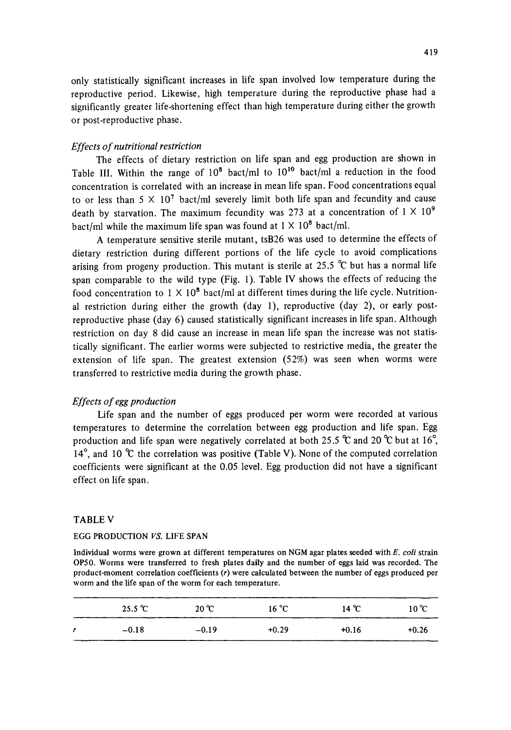only statistically significant increases in life span involved low temperature during the reproductive period. Likewise, high temperature during the reproductive phase had a significantly greater life-shortening effect than high temperature during either the growth or post-reproductive phase.

### *Effects of nutritional restriction*

The effects of dietary restriction on life span and egg production are shown in Table III. Within the range of $10^8$ bact/ml to $10^{10}$ bact/ml a reduction in the food concentration is correlated with an increase in mean life span. Food concentrations equal to or less than $5 \times 10^7$ bact/ml severely limit both life span and fecundity and cause death by starvation. The maximum fecundity was 273 at a concentration of $1 \times 10^9$ bact/ml while the maximum life span was found at $1 \times 10^8$ bact/ml.

A temperature sensitive sterile mutant, tsB26 was used to determine the effects of dietary restriction during different portions of the life cycle to avoid complications arising from progeny production. This mutant is sterile at 25.5 °C but has a normal life span comparable to the wild type (Fig. 1). Table IV shows the effects of reducing the food concentration to $1 \times 10^8$ bact/ml at different times during the life cycle. Nutritional restriction during either the growth (day 1), reproductive (day 2), or early post-reproductive phase (day 6) caused statistically significant increases in life span. Although restriction on day 8 did cause an increase in mean life span the increase was not statistically significant. The earlier worms were subjected to restrictive media, the greater the extension of life span. The greatest extension (52%) was seen when worms were transferred to restrictive media during the growth phase.

### *Effects of egg production*

Life span and the number of eggs produced per worm were recorded at various temperatures to determine the correlation between egg production and life span. Egg production and life span were negatively correlated at both 25.5 °C and 20 °C but at 16°, 14°, and 10 °C the correlation was positive (Table V). None of the computed correlation coefficients were significant at the 0.05 level. Egg production did not have a significant effect on life span.

TABLE V

EGG PRODUCTION *VS.* LIFE SPAN

Individual worms were grown at different temperatures on NGM agar plates seeded with *E. coli* strain OP50. Worms were transferred to fresh plates daily and the number of eggs laid was recorded. The product-moment correlation coefficients ($r$) were calculated between the number of eggs produced per worm and the life span of the worm for each temperature.

| | 25.5 °C | 20 °C | 16 °C | 14 °C | 10 °C |
|---|---|---|---|---|---|
| $r$ | −0.18 | −0.19 | +0.29 | +0.16 | +0.26 |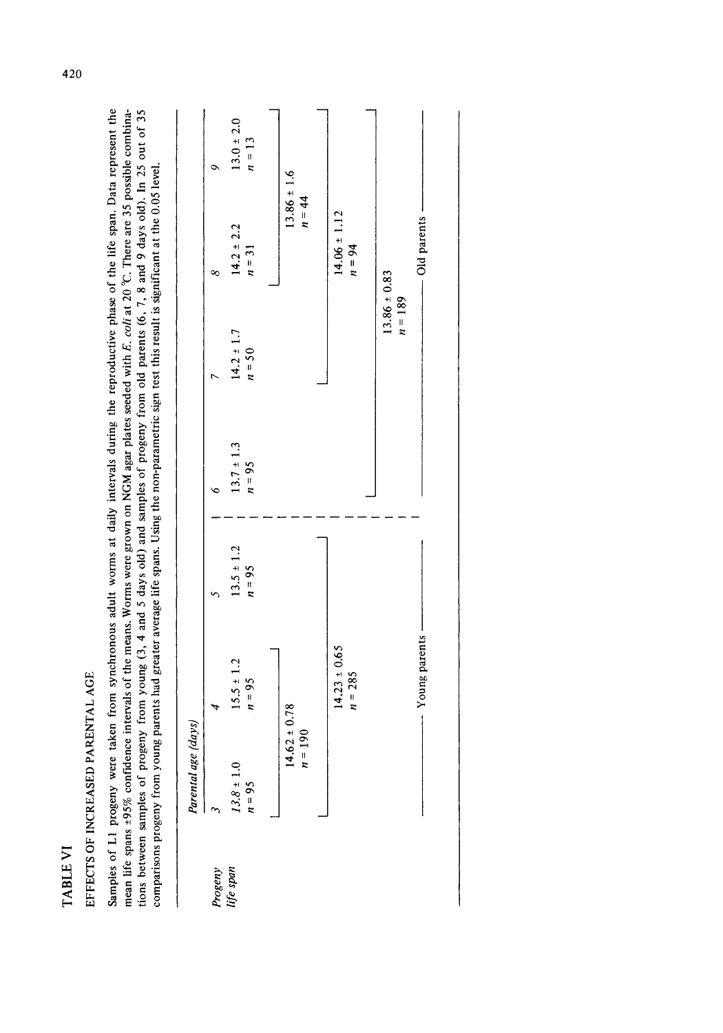# TABLE VI

## EFFECTS OF INCREASED PARENTAL AGE

Samples of L1 progeny were taken from synchronous adult worms at daily intervals during the reproductive phase of the life span. Data represent the mean life spans ±95% confidence intervals of the means. Worms were grown on NGM agar plates seeded with *E. coli* at 20 °C. There are 35 possible combinations between samples of progeny from young (3, 4 and 5 days old) and samples of progeny from old parents (6, 7, 8 and 9 days old). In 25 out of 35 comparisons progeny from young parents had greater average life spans. Using the non-parametric sign test this result is significant at the 0.05 level.

| | *Parental age (days)* | | | | | | |
|---|---|---|---|---|---|---|---|
| | 3 | 4 | 5 | 6 | 7 | 8 | 9 |
| *Progeny life span* | 13.8 ± 1.0<br>$n = 95$ | 15.5 ± 1.2<br>$n = 95$ | 13.5 ± 1.2<br>$n = 95$ | 13.7 ± 1.3<br>$n = 95$ | 14.2 ± 1.7<br>$n = 50$ | 14.2 ± 2.2<br>$n = 31$ | 13.0 ± 2.0<br>$n = 13$ |
| | 14.62 ± 0.78<br>$n = 190$ (days 3–4) | | | | | 13.86 ± 1.6<br>$n = 44$ (days 8–9) | |
| | 14.23 ± 0.65<br>$n = 285$ (days 3–5) | | | | 14.06 ± 1.12<br>$n = 94$ (days 7–9) | | |
| | | | | 13.86 ± 0.83<br>$n = 189$ (days 6–9) | | | |
| | Young parents | | | Old parents | | | |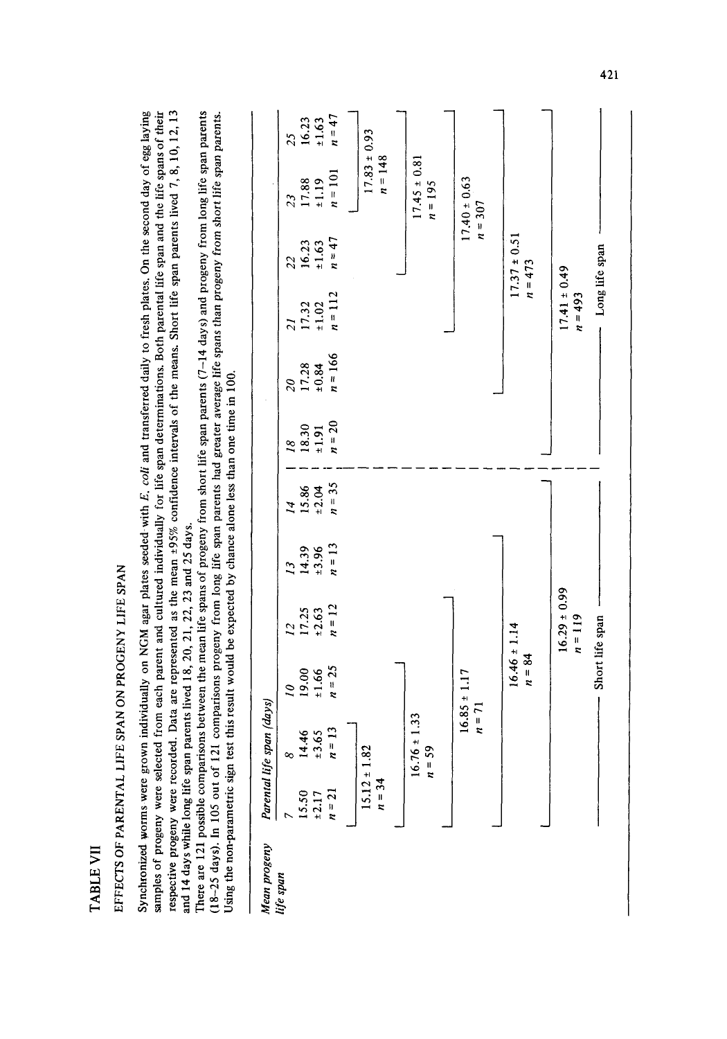# TABLE VII

## EFFECTS OF PARENTAL LIFE SPAN ON PROGENY LIFE SPAN

Synchronized worms were grown individually on NGM agar plates seeded with *E. coli* and transferred daily to fresh plates. On the second day of egg laying samples of progeny were selected from each parent and cultured individually for life span determinations. Both parental life span and the life spans of their respective progeny were recorded. Data are represented as the mean ±95% confidence intervals of the means. Short life span parents lived 7, 8, 10, 12, 13 and 14 days while long life span parents lived 18, 20, 21, 22, 23 and 25 days.

There are 121 possible comparisons between the mean life spans of progeny from short life span parents (7–14 days) and progeny from long life span parents (18–25 days). In 105 out of 121 comparisons progeny from long life span parents had greater average life spans than progeny from short life span parents. Using the non-parametric sign test this result would be expected by chance alone less than one time in 100.

| Mean progeny life span | Parental life span (days) | | | | | | | | | | | |
|---|---|---|---|---|---|---|---|---|---|---|---|---|
| | 7 | 8 | 10 | 12 | 13 | 14 | 18 | 20 | 21 | 22 | 23 | 25 |
| | 15.50 ±2.17 $n = 21$ | 14.46 ±3.65 $n = 13$ | 19.00 ±1.66 $n = 25$ | 17.25 ±2.63 $n = 12$ | 14.39 ±3.96 $n = 13$ | 15.86 ±2.04 $n = 35$ | 18.30 ±1.91 $n = 20$ | 17.28 ±0.84 $n = 166$ | 17.32 ±1.02 $n = 112$ | 16.23 ±1.63 $n = 47$ | 17.88 ±1.19 $n = 101$ | 16.23 ±1.63 $n = 47$ |
| Pooled (7–8 / 23–25) | 15.12 ± 1.82 $n = 34$ | | | | | | | | | | 17.83 ± 0.93 $n = 148$ | |
| Pooled (7–10 / 22–25) | 16.76 ± 1.33 $n = 59$ | | | | | | | | | 17.45 ± 0.81 $n = 195$ | | |
| Pooled (7–12 / 21–25) | 16.85 ± 1.17 $n = 71$ | | | | | | | | 17.40 ± 0.63 $n = 307$ | | | |
| Pooled (7–13 / 20–25) | 16.46 ± 1.14 $n = 84$ | | | | | | | 17.37 ± 0.51 $n = 473$ | | | | |
| Pooled (7–14 / 18–25) | 16.29 ± 0.99 $n = 119$ | | | | | | 17.41 ± 0.49 $n = 493$ | | | | | |
| | Short life span | | | | | | Long life span | | | | | |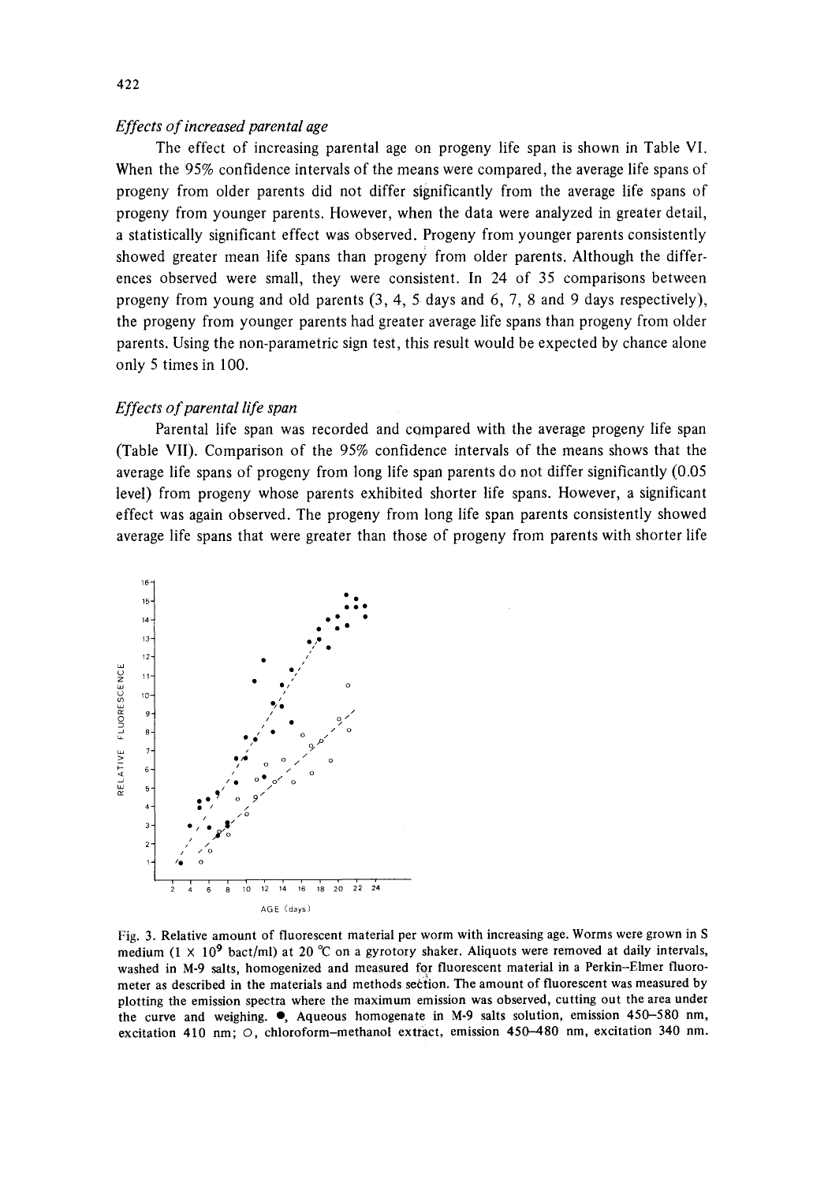### *Effects of increased parental age*

The effect of increasing parental age on progeny life span is shown in Table VI. When the 95% confidence intervals of the means were compared, the average life spans of progeny from older parents did not differ significantly from the average life spans of progeny from younger parents. However, when the data were analyzed in greater detail, a statistically significant effect was observed. Progeny from younger parents consistently showed greater mean life spans than progeny from older parents. Although the differences observed were small, they were consistent. In 24 of 35 comparisons between progeny from young and old parents (3, 4, 5 days and 6, 7, 8 and 9 days respectively), the progeny from younger parents had greater average life spans than progeny from older parents. Using the non-parametric sign test, this result would be expected by chance alone only 5 times in 100.

### *Effects of parental life span*

Parental life span was recorded and compared with the average progeny life span (Table VII). Comparison of the 95% confidence intervals of the means shows that the average life spans of progeny from long life span parents do not differ significantly (0.05 level) from progeny whose parents exhibited shorter life spans. However, a significant effect was again observed. The progeny from long life span parents consistently showed average life spans that were greater than those of progeny from parents with shorter life

Fig. 3. Relative amount of fluorescent material per worm with increasing age. Worms were grown in S medium ($1 \times 10^9$ bact/ml) at 20 °C on a gyrotory shaker. Aliquots were removed at daily intervals, washed in M-9 salts, homogenized and measured for fluorescent material in a Perkin–Elmer fluorometer as described in the materials and methods section. The amount of fluorescent was measured by plotting the emission spectra where the maximum emission was observed, cutting out the area under the curve and weighing. ●, Aqueous homogenate in M-9 salts solution, emission 450–580 nm, excitation 410 nm; ○, chloroform–methanol extract, emission 450–480 nm, excitation 340 nm.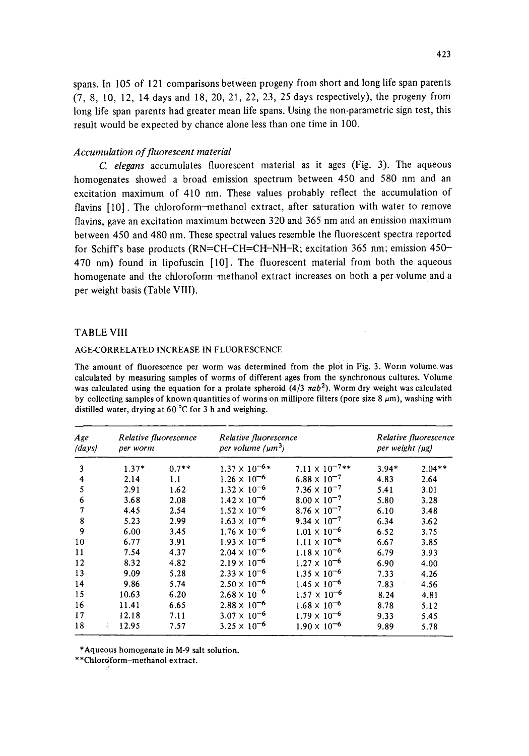spans. In 105 of 121 comparisons between progeny from short and long life span parents (7, 8, 10, 12, 14 days and 18, 20, 21, 22, 23, 25 days respectively), the progeny from long life span parents had greater mean life spans. Using the non-parametric sign test, this result would be expected by chance alone less than one time in 100.

### *Accumulation of fluorescent material*

*C. elegans* accumulates fluorescent material as it ages (Fig. 3). The aqueous homogenates showed a broad emission spectrum between 450 and 580 nm and an excitation maximum of 410 nm. These values probably reflect the accumulation of flavins [10]. The chloroform–methanol extract, after saturation with water to remove flavins, gave an excitation maximum between 320 and 365 nm and an emission maximum between 450 and 480 nm. These spectral values resemble the fluorescent spectra reported for Schiff's base products (RN=CH–CH=CH–NH–R; excitation 365 nm; emission 450–470 nm) found in lipofuscin [10]. The fluorescent material from both the aqueous homogenate and the chloroform–methanol extract increases on both a per volume and a per weight basis (Table VIII).

## TABLE VIII

AGE-CORRELATED INCREASE IN FLUORESCENCE

The amount of fluorescence per worm was determined from the plot in Fig. 3. Worm volume was calculated by measuring samples of worms of different ages from the synchronous cultures. Volume was calculated using the equation for a prolate spheroid ($4/3\ \pi ab^2$). Worm dry weight was calculated by collecting samples of known quantities of worms on millipore filters (pore size 8 μm), washing with distilled water, drying at 60 °C for 3 h and weighing.

| Age (days) | Relative fluorescence per worm | | Relative fluorescence per volume ($\mu m^3$) | | Relative fluorescence per weight (μg) | |
|---|---|---|---|---|---|---|
| 3 | 1.37* | 0.7** | $1.37 \times 10^{-6}$* | $7.11 \times 10^{-7}$** | 3.94* | 2.04** |
| 4 | 2.14 | 1.1 | $1.26 \times 10^{-6}$ | $6.88 \times 10^{-7}$ | 4.83 | 2.64 |
| 5 | 2.91 | 1.62 | $1.32 \times 10^{-6}$ | $7.36 \times 10^{-7}$ | 5.41 | 3.01 |
| 6 | 3.68 | 2.08 | $1.42 \times 10^{-6}$ | $8.00 \times 10^{-7}$ | 5.80 | 3.28 |
| 7 | 4.45 | 2.54 | $1.52 \times 10^{-6}$ | $8.76 \times 10^{-7}$ | 6.10 | 3.48 |
| 8 | 5.23 | 2.99 | $1.63 \times 10^{-6}$ | $9.34 \times 10^{-7}$ | 6.34 | 3.62 |
| 9 | 6.00 | 3.45 | $1.76 \times 10^{-6}$ | $1.01 \times 10^{-6}$ | 6.52 | 3.75 |
| 10 | 6.77 | 3.91 | $1.93 \times 10^{-6}$ | $1.11 \times 10^{-6}$ | 6.67 | 3.85 |
| 11 | 7.54 | 4.37 | $2.04 \times 10^{-6}$ | $1.18 \times 10^{-6}$ | 6.79 | 3.93 |
| 12 | 8.32 | 4.82 | $2.19 \times 10^{-6}$ | $1.27 \times 10^{-6}$ | 6.90 | 4.00 |
| 13 | 9.09 | 5.28 | $2.33 \times 10^{-6}$ | $1.35 \times 10^{-6}$ | 7.33 | 4.26 |
| 14 | 9.86 | 5.74 | $2.50 \times 10^{-6}$ | $1.45 \times 10^{-6}$ | 7.83 | 4.56 |
| 15 | 10.63 | 6.20 | $2.68 \times 10^{-6}$ | $1.57 \times 10^{-6}$ | 8.24 | 4.81 |
| 16 | 11.41 | 6.65 | $2.88 \times 10^{-6}$ | $1.68 \times 10^{-6}$ | 8.78 | 5.12 |
| 17 | 12.18 | 7.11 | $3.07 \times 10^{-6}$ | $1.79 \times 10^{-6}$ | 9.33 | 5.45 |
| 18 | 12.95 | 7.57 | $3.25 \times 10^{-6}$ | $1.90 \times 10^{-6}$ | 9.89 | 5.78 |

*Aqueous homogenate in M-9 salt solution.

**Chloroform–methanol extract.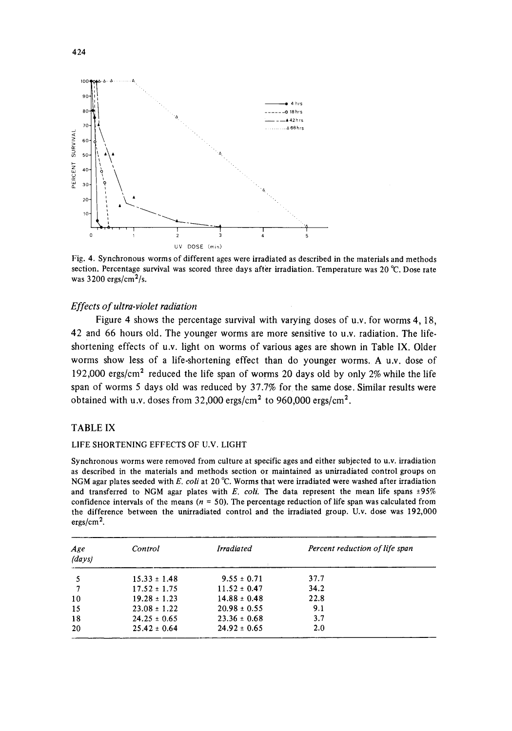Fig. 4. Synchronous worms of different ages were irradiated as described in the materials and methods section. Percentage survival was scored three days after irradiation. Temperature was 20 °C. Dose rate was 3200 ergs/cm$^2$/s.

### *Effects of ultra-violet radiation*

Figure 4 shows the percentage survival with varying doses of u.v. for worms 4, 18, 42 and 66 hours old. The younger worms are more sensitive to u.v. radiation. The life-shortening effects of u.v. light on worms of various ages are shown in Table IX. Older worms show less of a life-shortening effect than do younger worms. A u.v. dose of 192,000 ergs/cm$^2$ reduced the life span of worms 20 days old by only 2% while the life span of worms 5 days old was reduced by 37.7% for the same dose. Similar results were obtained with u.v. doses from 32,000 ergs/cm$^2$ to 960,000 ergs/cm$^2$.

### TABLE IX

LIFE SHORTENING EFFECTS OF U.V. LIGHT

Synchronous worms were removed from culture at specific ages and either subjected to u.v. irradiation as described in the materials and methods section or maintained as unirradiated control groups on NGM agar plates seeded with *E. coli* at 20 °C. Worms that were irradiated were washed after irradiation and transferred to NGM agar plates with *E. coli*. The data represent the mean life spans ±95% confidence intervals of the means ($n$ = 50). The percentage reduction of life span was calculated from the difference between the unirradiated control and the irradiated group. U.v. dose was 192,000 ergs/cm$^2$.

| *Age (days)* | *Control* | *Irradiated* | *Percent reduction of life span* |
|---|---|---|---|
| 5 | 15.33 ± 1.48 | 9.55 ± 0.71 | 37.7 |
| 7 | 17.52 ± 1.75 | 11.52 ± 0.47 | 34.2 |
| 10 | 19.28 ± 1.23 | 14.88 ± 0.48 | 22.8 |
| 15 | 23.08 ± 1.22 | 20.98 ± 0.55 | 9.1 |
| 18 | 24.25 ± 0.65 | 23.36 ± 0.68 | 3.7 |
| 20 | 25.42 ± 0.64 | 24.92 ± 0.65 | 2.0 |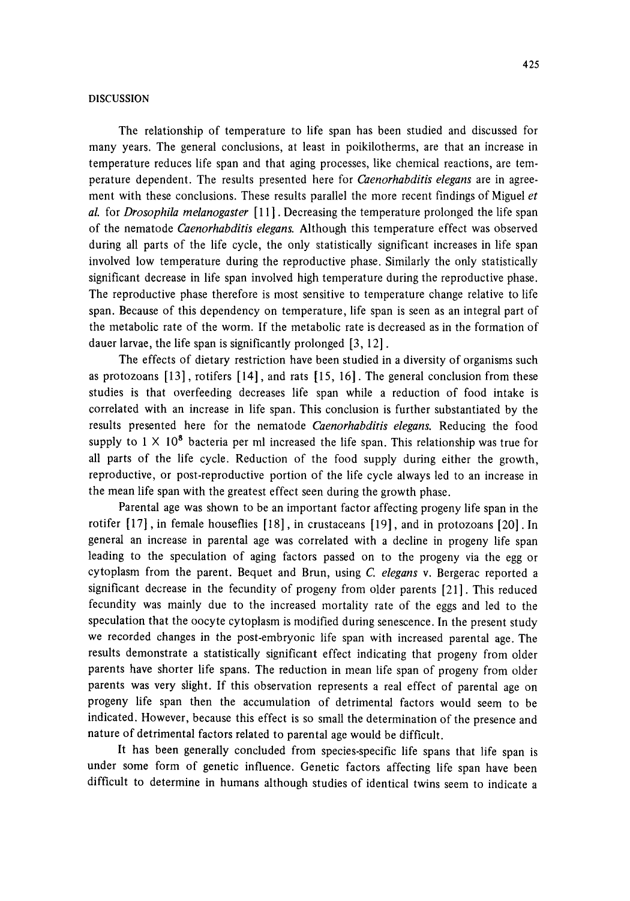## DISCUSSION

The relationship of temperature to life span has been studied and discussed for many years. The general conclusions, at least in poikilotherms, are that an increase in temperature reduces life span and that aging processes, like chemical reactions, are temperature dependent. The results presented here for *Caenorhabditis elegans* are in agreement with these conclusions. These results parallel the more recent findings of Miguel *et al.* for *Drosophila melanogaster* [11]. Decreasing the temperature prolonged the life span of the nematode *Caenorhabditis elegans.* Although this temperature effect was observed during all parts of the life cycle, the only statistically significant increases in life span involved low temperature during the reproductive phase. Similarly the only statistically significant decrease in life span involved high temperature during the reproductive phase. The reproductive phase therefore is most sensitive to temperature change relative to life span. Because of this dependency on temperature, life span is seen as an integral part of the metabolic rate of the worm. If the metabolic rate is decreased as in the formation of dauer larvae, the life span is significantly prolonged [3, 12].

The effects of dietary restriction have been studied in a diversity of organisms such as protozoans [13], rotifers [14], and rats [15, 16]. The general conclusion from these studies is that overfeeding decreases life span while a reduction of food intake is correlated with an increase in life span. This conclusion is further substantiated by the results presented here for the nematode *Caenorhabditis elegans.* Reducing the food supply to $1 \times 10^8$ bacteria per ml increased the life span. This relationship was true for all parts of the life cycle. Reduction of the food supply during either the growth, reproductive, or post-reproductive portion of the life cycle always led to an increase in the mean life span with the greatest effect seen during the growth phase.

Parental age was shown to be an important factor affecting progeny life span in the rotifer [17], in female houseflies [18], in crustaceans [19], and in protozoans [20]. In general an increase in parental age was correlated with a decline in progeny life span leading to the speculation of aging factors passed on to the progeny via the egg or cytoplasm from the parent. Bequet and Brun, using *C. elegans* v. Bergerac reported a significant decrease in the fecundity of progeny from older parents [21]. This reduced fecundity was mainly due to the increased mortality rate of the eggs and led to the speculation that the oocyte cytoplasm is modified during senescence. In the present study we recorded changes in the post-embryonic life span with increased parental age. The results demonstrate a statistically significant effect indicating that progeny from older parents have shorter life spans. The reduction in mean life span of progeny from older parents was very slight. If this observation represents a real effect of parental age on progeny life span then the accumulation of detrimental factors would seem to be indicated. However, because this effect is so small the determination of the presence and nature of detrimental factors related to parental age would be difficult.

It has been generally concluded from species-specific life spans that life span is under some form of genetic influence. Genetic factors affecting life span have been difficult to determine in humans although studies of identical twins seem to indicate a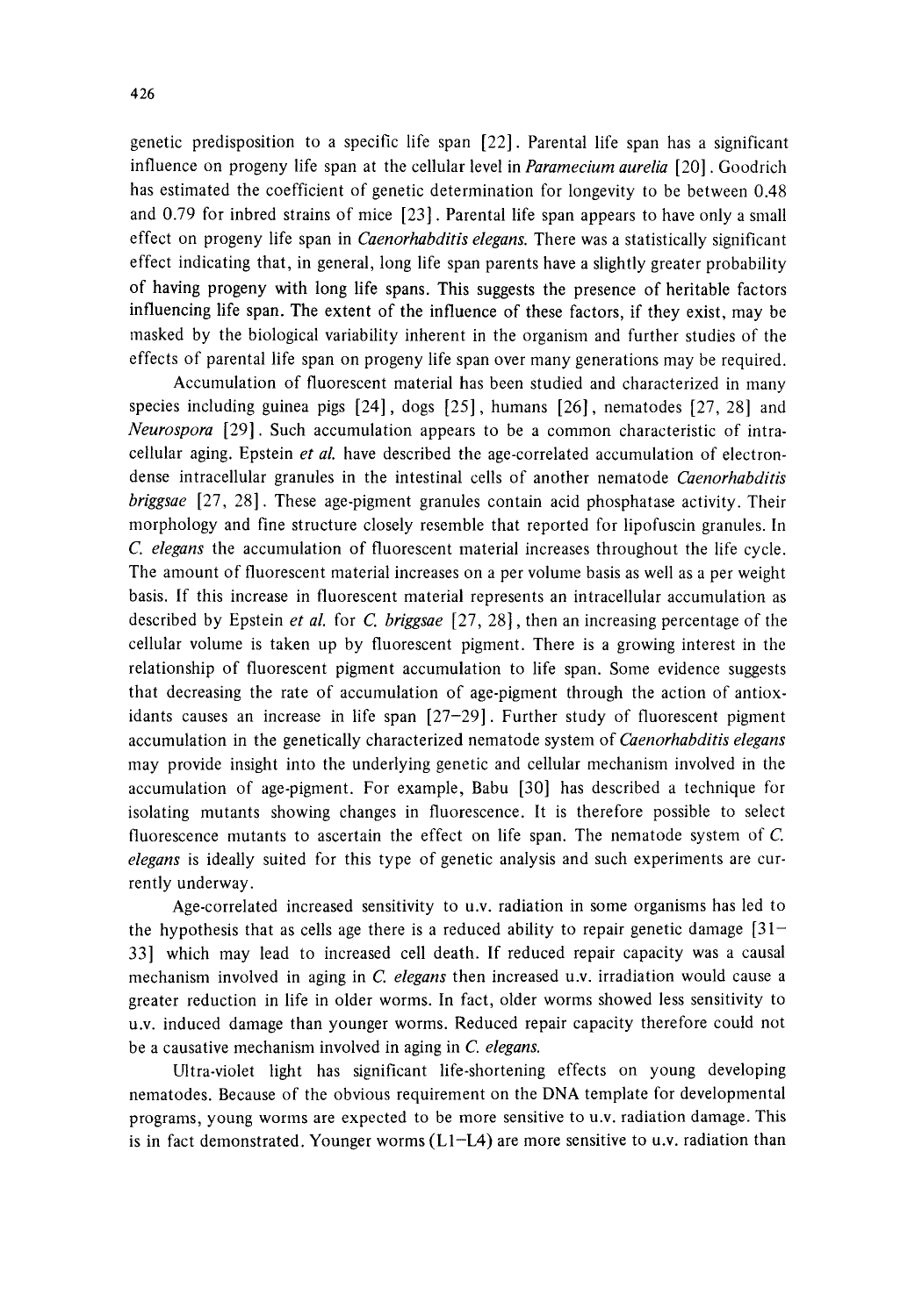genetic predisposition to a specific life span [22]. Parental life span has a significant influence on progeny life span at the cellular level in *Paramecium aurelia* [20]. Goodrich has estimated the coefficient of genetic determination for longevity to be between 0.48 and 0.79 for inbred strains of mice [23]. Parental life span appears to have only a small effect on progeny life span in *Caenorhabditis elegans.* There was a statistically significant effect indicating that, in general, long life span parents have a slightly greater probability of having progeny with long life spans. This suggests the presence of heritable factors influencing life span. The extent of the influence of these factors, if they exist, may be masked by the biological variability inherent in the organism and further studies of the effects of parental life span on progeny life span over many generations may be required.

Accumulation of fluorescent material has been studied and characterized in many species including guinea pigs [24], dogs [25], humans [26], nematodes [27, 28] and *Neurospora* [29]. Such accumulation appears to be a common characteristic of intracellular aging. Epstein *et al.* have described the age-correlated accumulation of electron-dense intracellular granules in the intestinal cells of another nematode *Caenorhabditis briggsae* [27, 28]. These age-pigment granules contain acid phosphatase activity. Their morphology and fine structure closely resemble that reported for lipofuscin granules. In *C. elegans* the accumulation of fluorescent material increases throughout the life cycle. The amount of fluorescent material increases on a per volume basis as well as a per weight basis. If this increase in fluorescent material represents an intracellular accumulation as described by Epstein *et al.* for *C. briggsae* [27, 28], then an increasing percentage of the cellular volume is taken up by fluorescent pigment. There is a growing interest in the relationship of fluorescent pigment accumulation to life span. Some evidence suggests that decreasing the rate of accumulation of age-pigment through the action of antioxidants causes an increase in life span [27–29]. Further study of fluorescent pigment accumulation in the genetically characterized nematode system of *Caenorhabditis elegans* may provide insight into the underlying genetic and cellular mechanism involved in the accumulation of age-pigment. For example, Babu [30] has described a technique for isolating mutants showing changes in fluorescence. It is therefore possible to select fluorescence mutants to ascertain the effect on life span. The nematode system of *C. elegans* is ideally suited for this type of genetic analysis and such experiments are currently underway.

Age-correlated increased sensitivity to u.v. radiation in some organisms has led to the hypothesis that as cells age there is a reduced ability to repair genetic damage [31–33] which may lead to increased cell death. If reduced repair capacity was a causal mechanism involved in aging in *C. elegans* then increased u.v. irradiation would cause a greater reduction in life in older worms. In fact, older worms showed less sensitivity to u.v. induced damage than younger worms. Reduced repair capacity therefore could not be a causative mechanism involved in aging in *C. elegans.*

Ultra-violet light has significant life-shortening effects on young developing nematodes. Because of the obvious requirement on the DNA template for developmental programs, young worms are expected to be more sensitive to u.v. radiation damage. This is in fact demonstrated. Younger worms (L1–L4) are more sensitive to u.v. radiation than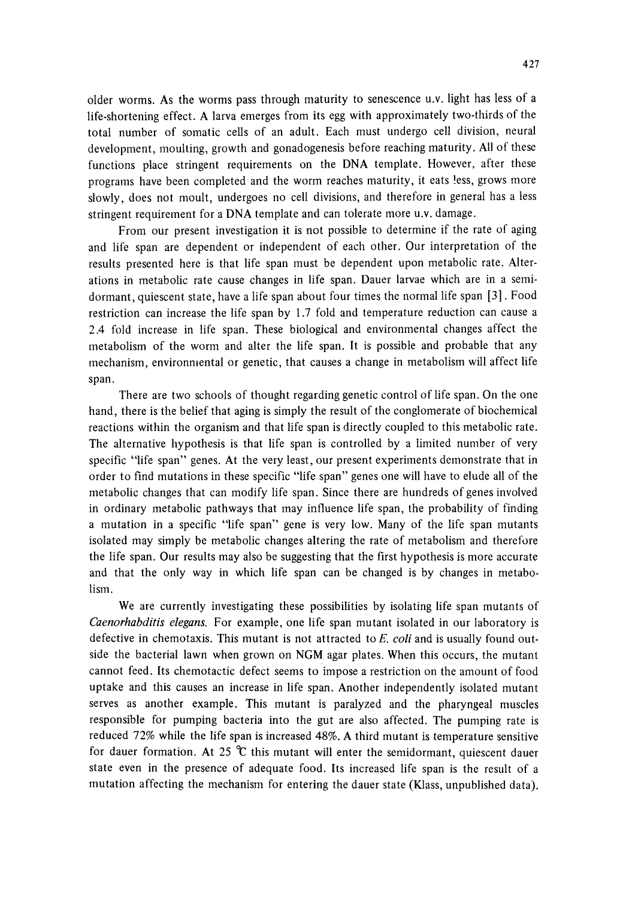older worms. As the worms pass through maturity to senescence u.v. light has less of a life-shortening effect. A larva emerges from its egg with approximately two-thirds of the total number of somatic cells of an adult. Each must undergo cell division, neural development, moulting, growth and gonadogenesis before reaching maturity. All of these functions place stringent requirements on the DNA template. However, after these programs have been completed and the worm reaches maturity, it eats less, grows more slowly, does not moult, undergoes no cell divisions, and therefore in general has a less stringent requirement for a DNA template and can tolerate more u.v. damage.

From our present investigation it is not possible to determine if the rate of aging and life span are dependent or independent of each other. Our interpretation of the results presented here is that life span must be dependent upon metabolic rate. Alterations in metabolic rate cause changes in life span. Dauer larvae which are in a semidormant, quiescent state, have a life span about four times the normal life span [3]. Food restriction can increase the life span by 1.7 fold and temperature reduction can cause a 2.4 fold increase in life span. These biological and environmental changes affect the metabolism of the worm and alter the life span. It is possible and probable that any mechanism, environmental or genetic, that causes a change in metabolism will affect life span.

There are two schools of thought regarding genetic control of life span. On the one hand, there is the belief that aging is simply the result of the conglomerate of biochemical reactions within the organism and that life span is directly coupled to this metabolic rate. The alternative hypothesis is that life span is controlled by a limited number of very specific "life span" genes. At the very least, our present experiments demonstrate that in order to find mutations in these specific "life span" genes one will have to elude all of the metabolic changes that can modify life span. Since there are hundreds of genes involved in ordinary metabolic pathways that may influence life span, the probability of finding a mutation in a specific "life span" gene is very low. Many of the life span mutants isolated may simply be metabolic changes altering the rate of metabolism and therefore the life span. Our results may also be suggesting that the first hypothesis is more accurate and that the only way in which life span can be changed is by changes in metabolism.

We are currently investigating these possibilities by isolating life span mutants of *Caenorhabditis elegans*. For example, one life span mutant isolated in our laboratory is defective in chemotaxis. This mutant is not attracted to *E. coli* and is usually found outside the bacterial lawn when grown on NGM agar plates. When this occurs, the mutant cannot feed. Its chemotactic defect seems to impose a restriction on the amount of food uptake and this causes an increase in life span. Another independently isolated mutant serves as another example. This mutant is paralyzed and the pharyngeal muscles responsible for pumping bacteria into the gut are also affected. The pumping rate is reduced 72% while the life span is increased 48%. A third mutant is temperature sensitive for dauer formation. At 25 °C this mutant will enter the semidormant, quiescent dauer state even in the presence of adequate food. Its increased life span is the result of a mutation affecting the mechanism for entering the dauer state (Klass, unpublished data).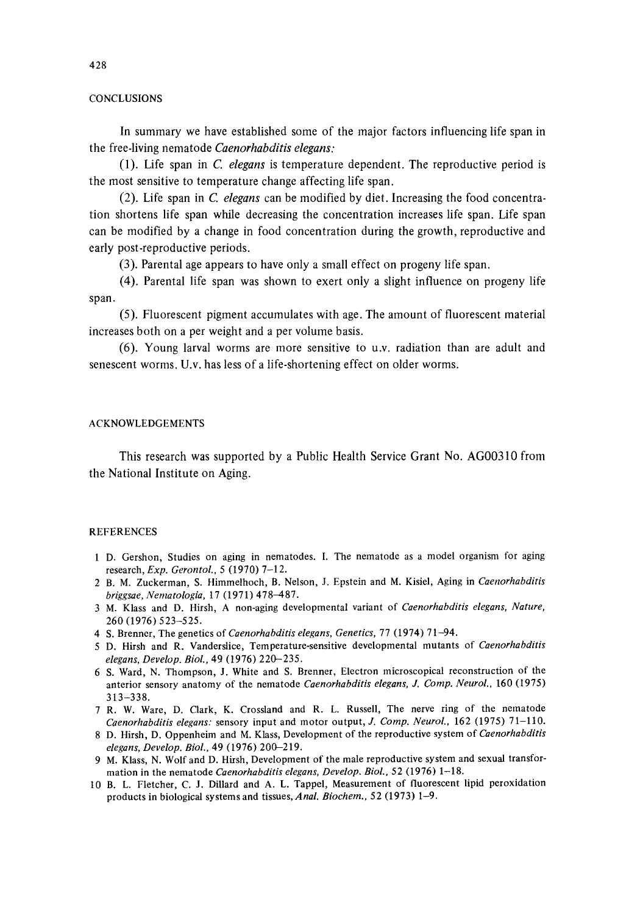## CONCLUSIONS

In summary we have established some of the major factors influencing life span in the free-living nematode *Caenorhabditis elegans:*

(1). Life span in *C. elegans* is temperature dependent. The reproductive period is the most sensitive to temperature change affecting life span.

(2). Life span in *C. elegans* can be modified by diet. Increasing the food concentration shortens life span while decreasing the concentration increases life span. Life span can be modified by a change in food concentration during the growth, reproductive and early post-reproductive periods.

(3). Parental age appears to have only a small effect on progeny life span.

(4). Parental life span was shown to exert only a slight influence on progeny life span.

(5). Fluorescent pigment accumulates with age. The amount of fluorescent material increases both on a per weight and a per volume basis.

(6). Young larval worms are more sensitive to u.v. radiation than are adult and senescent worms. U.v. has less of a life-shortening effect on older worms.

## ACKNOWLEDGEMENTS

This research was supported by a Public Health Service Grant No. AG00310 from the National Institute on Aging.

## REFERENCES

1 D. Gershon, Studies on aging in nematodes. I. The nematode as a model organism for aging research, *Exp. Gerontol.*, 5 (1970) 7–12.

2 B. M. Zuckerman, S. Himmelhoch, B. Nelson, J. Epstein and M. Kisiel, Aging in *Caenorhabditis briggsae*, *Nematologia*, 17 (1971) 478–487.

3 M. Klass and D. Hirsh, A non-aging developmental variant of *Caenorhabditis elegans*, *Nature*, 260 (1976) 523–525.

4 S. Brenner, The genetics of *Caenorhabditis elegans*, *Genetics*, 77 (1974) 71–94.

5 D. Hirsh and R. Vanderslice, Temperature-sensitive developmental mutants of *Caenorhabditis elegans*, *Develop. Biol.*, 49 (1976) 220–235.

6 S. Ward, N. Thompson, J. White and S. Brenner, Electron microscopical reconstruction of the anterior sensory anatomy of the nematode *Caenorhabditis elegans*, *J. Comp. Neurol.*, 160 (1975) 313–338.

7 R. W. Ware, D. Clark, K. Crossland and R. L. Russell, The nerve ring of the nematode *Caenorhabditis elegans:* sensory input and motor output, *J. Comp. Neurol.*, 162 (1975) 71–110.

8 D. Hirsh, D. Oppenheim and M. Klass, Development of the reproductive system of *Caenorhabditis elegans*, *Develop. Biol.*, 49 (1976) 200–219.

9 M. Klass, N. Wolf and D. Hirsh, Development of the male reproductive system and sexual transformation in the nematode *Caenorhabditis elegans*, *Develop. Biol.*, 52 (1976) 1–18.

10 B. L. Fletcher, C. J. Dillard and A. L. Tappel, Measurement of fluorescent lipid peroxidation products in biological systems and tissues, *Anal. Biochem.*, 52 (1973) 1–9.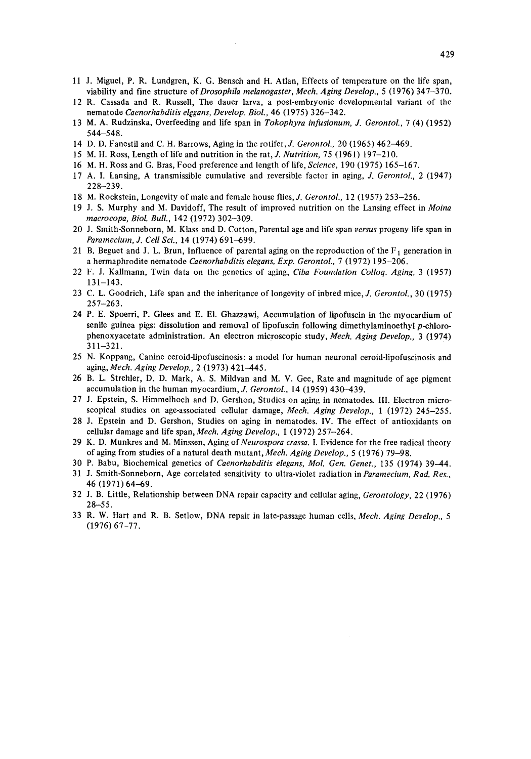11 J. Miguel, P. R. Lundgren, K. G. Bensch and H. Atlan, Effects of temperature on the life span, viability and fine structure of *Drosophila melanogaster*, *Mech. Aging Develop.*, 5 (1976) 347–370.

12 R. Cassada and R. Russell, The dauer larva, a post-embryonic developmental variant of the nematode *Caenorhabditis elegans*, *Develop. Biol.*, 46 (1975) 326–342.

13 M. A. Rudzinska, Overfeeding and life span in *Tokophyra infusionum*, *J. Gerontol.*, 7 (4) (1952) 544–548.

14 D. D. Fanestil and C. H. Barrows, Aging in the rotifer, *J. Gerontol.*, 20 (1965) 462–469.

15 M. H. Ross, Length of life and nutrition in the rat, *J. Nutrition*, 75 (1961) 197–210.

16 M. H. Ross and G. Bras, Food preference and length of life, *Science*, 190 (1975) 165–167.

17 A. I. Lansing, A transmissible cumulative and reversible factor in aging, *J. Gerontol.*, 2 (1947) 228–239.

18 M. Rockstein, Longevity of male and female house flies, *J. Gerontol.*, 12 (1957) 253–256.

19 J. S. Murphy and M. Davidoff, The result of improved nutrition on the Lansing effect in *Moina macrocopa*, *Biol. Bull.*, 142 (1972) 302–309.

20 J. Smith-Sonneborn, M. Klass and D. Cotton, Parental age and life span *versus* progeny life span in *Paramecium*, *J. Cell Sci.*, 14 (1974) 691–699.

21 B. Beguet and J. L. Brun, Influence of parental aging on the reproduction of the $F_1$ generation in a hermaphrodite nematode *Caenorhabditis elegans*, *Exp. Gerontol.*, 7 (1972) 195–206.

22 F. J. Kallmann, Twin data on the genetics of aging, *Ciba Foundation Colloq. Aging*, 3 (1957) 131–143.

23 C. L. Goodrich, Life span and the inheritance of longevity of inbred mice, *J. Gerontol.*, 30 (1975) 257–263.

24 P. E. Spoerri, P. Glees and E. El. Ghazzawi, Accumulation of lipofuscin in the myocardium of senile guinea pigs: dissolution and removal of lipofuscin following dimethylaminoethyl *p*-chlorophenoxyacetate administration. An electron microscopic study, *Mech. Aging Develop.*, 3 (1974) 311–321.

25 N. Koppang, Canine ceroid-lipofuscinosis: a model for human neuronal ceroid-lipofuscinosis and aging, *Mech. Aging Develop.*, 2 (1973) 421–445.

26 B. L. Strehler, D. D. Mark, A. S. Mildvan and M. V. Gee, Rate and magnitude of age pigment accumulation in the human myocardium, *J. Gerontol.*, 14 (1959) 430–439.

27 J. Epstein, S. Himmelhoch and D. Gershon, Studies on aging in nematodes. III. Electron microscopical studies on age-associated cellular damage, *Mech. Aging Develop.*, 1 (1972) 245–255.

28 J. Epstein and D. Gershon, Studies on aging in nematodes. IV. The effect of antioxidants on cellular damage and life span, *Mech. Aging Develop.*, 1 (1972) 257–264.

29 K. D. Munkres and M. Minssen, Aging of *Neurospora crassa*. I. Evidence for the free radical theory of aging from studies of a natural death mutant, *Mech. Aging Develop.*, 5 (1976) 79–98.

30 P. Babu, Biochemical genetics of *Caenorhabditis elegans*, *Mol. Gen. Genet.*, 135 (1974) 39–44.

31 J. Smith-Sonneborn, Age correlated sensitivity to ultra-violet radiation in *Paramecium*, *Rad. Res.*, 46 (1971) 64–69.

32 J. B. Little, Relationship between DNA repair capacity and cellular aging, *Gerontology*, 22 (1976) 28–55.

33 R. W. Hart and R. B. Setlow, DNA repair in late-passage human cells, *Mech. Aging Develop.*, 5 (1976) 67–77.